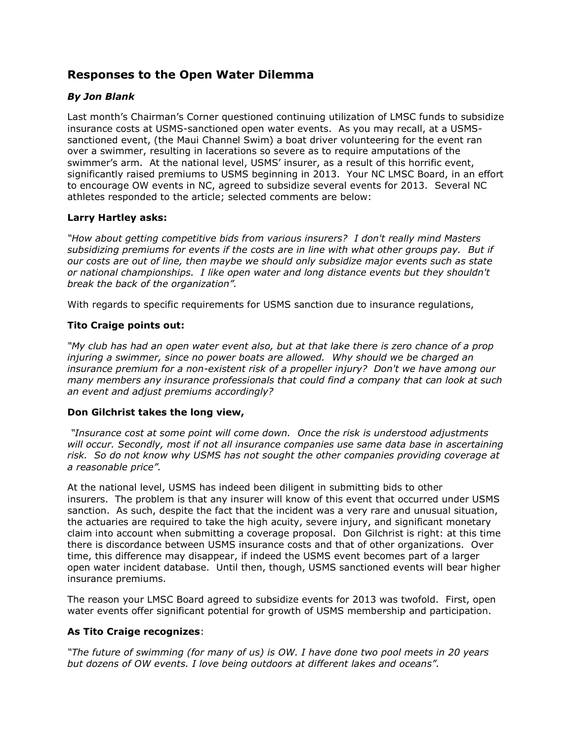## Responses to the Open Water Dilemma

### *By Jon Blank*

Last month's Chairman's Corner questioned continuing utilization of LMSC funds to subsidize insurance costs at USMS-sanctioned open water events. As you may recall, at a USMS-sanctioned event, (the Maui Channel Swim) a boat driver volunteering for the event ran over a swimmer, resulting in lacerations so severe as to require amputations of the swimmer's arm. At the national level, USMS' insurer, as a result of this horrific event, significantly raised premiums to USMS beginning in 2013. Your NC LMSC Board, in an effort to encourage OW events in NC, agreed to subsidize several events for 2013. Several NC athletes responded to the article; selected comments are below:

**Larry Hartley asks:**

*"How about getting competitive bids from various insurers? I don't really mind Masters subsidizing premiums for events if the costs are in line with what other groups pay. But if our costs are out of line, then maybe we should only subsidize major events such as state or national championships. I like open water and long distance events but they shouldn't break the back of the organization".*

With regards to specific requirements for USMS sanction due to insurance regulations,

**Tito Craige points out:**

*"My club has had an open water event also, but at that lake there is zero chance of a prop injuring a swimmer, since no power boats are allowed. Why should we be charged an insurance premium for a non-existent risk of a propeller injury? Don't we have among our many members any insurance professionals that could find a company that can look at such an event and adjust premiums accordingly?*

**Don Gilchrist takes the long view,**

*"Insurance cost at some point will come down. Once the risk is understood adjustments will occur. Secondly, most if not all insurance companies use same data base in ascertaining risk. So do not know why USMS has not sought the other companies providing coverage at a reasonable price".*

At the national level, USMS has indeed been diligent in submitting bids to other insurers. The problem is that any insurer will know of this event that occurred under USMS sanction. As such, despite the fact that the incident was a very rare and unusual situation, the actuaries are required to take the high acuity, severe injury, and significant monetary claim into account when submitting a coverage proposal. Don Gilchrist is right: at this time there is discordance between USMS insurance costs and that of other organizations. Over time, this difference may disappear, if indeed the USMS event becomes part of a larger open water incident database. Until then, though, USMS sanctioned events will bear higher insurance premiums.

The reason your LMSC Board agreed to subsidize events for 2013 was twofold. First, open water events offer significant potential for growth of USMS membership and participation.

**As Tito Craige recognizes**:

*"The future of swimming (for many of us) is OW. I have done two pool meets in 20 years but dozens of OW events. I love being outdoors at different lakes and oceans".*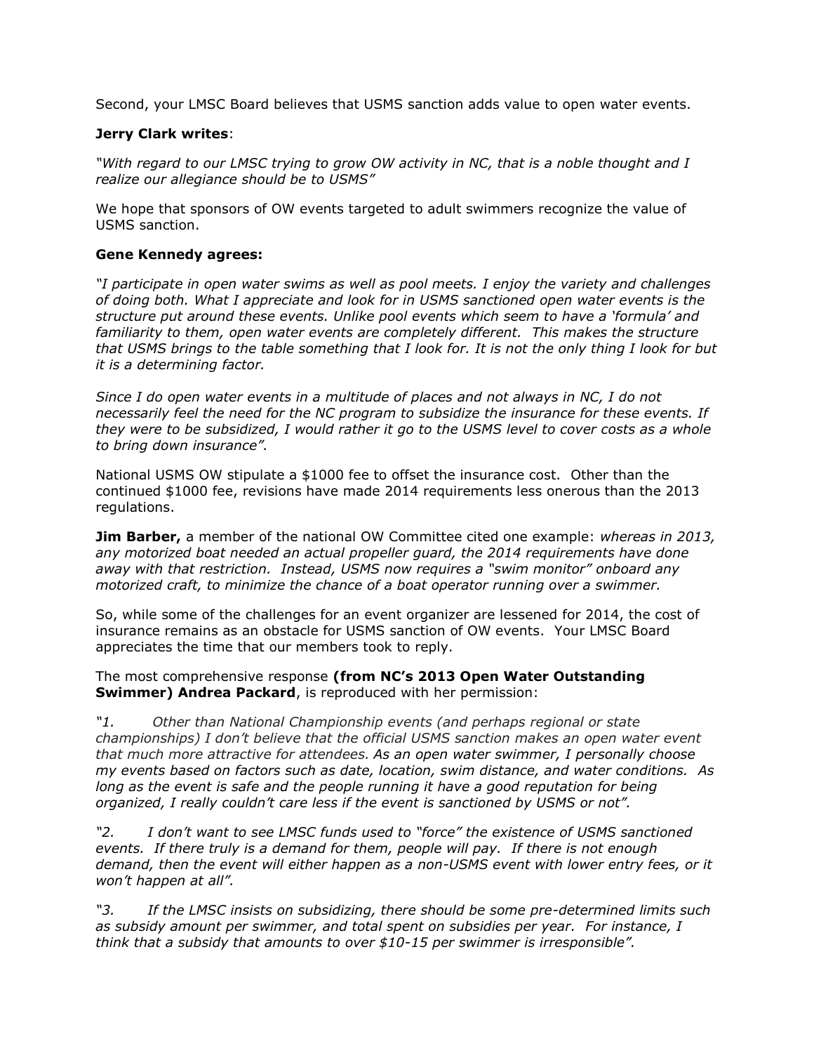Second, your LMSC Board believes that USMS sanction adds value to open water events.

**Jerry Clark writes**:

*"With regard to our LMSC trying to grow OW activity in NC, that is a noble thought and I realize our allegiance should be to USMS"*

We hope that sponsors of OW events targeted to adult swimmers recognize the value of USMS sanction.

**Gene Kennedy agrees:**

*"I participate in open water swims as well as pool meets. I enjoy the variety and challenges of doing both. What I appreciate and look for in USMS sanctioned open water events is the structure put around these events. Unlike pool events which seem to have a 'formula' and familiarity to them, open water events are completely different. This makes the structure that USMS brings to the table something that I look for. It is not the only thing I look for but it is a determining factor.*

*Since I do open water events in a multitude of places and not always in NC, I do not necessarily feel the need for the NC program to subsidize the insurance for these events. If they were to be subsidized, I would rather it go to the USMS level to cover costs as a whole to bring down insurance".*

National USMS OW stipulate a $1000 fee to offset the insurance cost. Other than the continued $1000 fee, revisions have made 2014 requirements less onerous than the 2013 regulations.

**Jim Barber,** a member of the national OW Committee cited one example: *whereas in 2013, any motorized boat needed an actual propeller guard, the 2014 requirements have done away with that restriction. Instead, USMS now requires a "swim monitor" onboard any motorized craft, to minimize the chance of a boat operator running over a swimmer.*

So, while some of the challenges for an event organizer are lessened for 2014, the cost of insurance remains as an obstacle for USMS sanction of OW events. Your LMSC Board appreciates the time that our members took to reply.

The most comprehensive response **(from NC's 2013 Open Water Outstanding Swimmer) Andrea Packard**, is reproduced with her permission:

*"1. Other than National Championship events (and perhaps regional or state championships) I don't believe that the official USMS sanction makes an open water event that much more attractive for attendees. As an open water swimmer, I personally choose my events based on factors such as date, location, swim distance, and water conditions. As long as the event is safe and the people running it have a good reputation for being organized, I really couldn't care less if the event is sanctioned by USMS or not".*

*"2. I don't want to see LMSC funds used to "force" the existence of USMS sanctioned events. If there truly is a demand for them, people will pay. If there is not enough demand, then the event will either happen as a non-USMS event with lower entry fees, or it won't happen at all".*

*"3. If the LMSC insists on subsidizing, there should be some pre-determined limits such as subsidy amount per swimmer, and total spent on subsidies per year. For instance, I think that a subsidy that amounts to over $10-15 per swimmer is irresponsible".*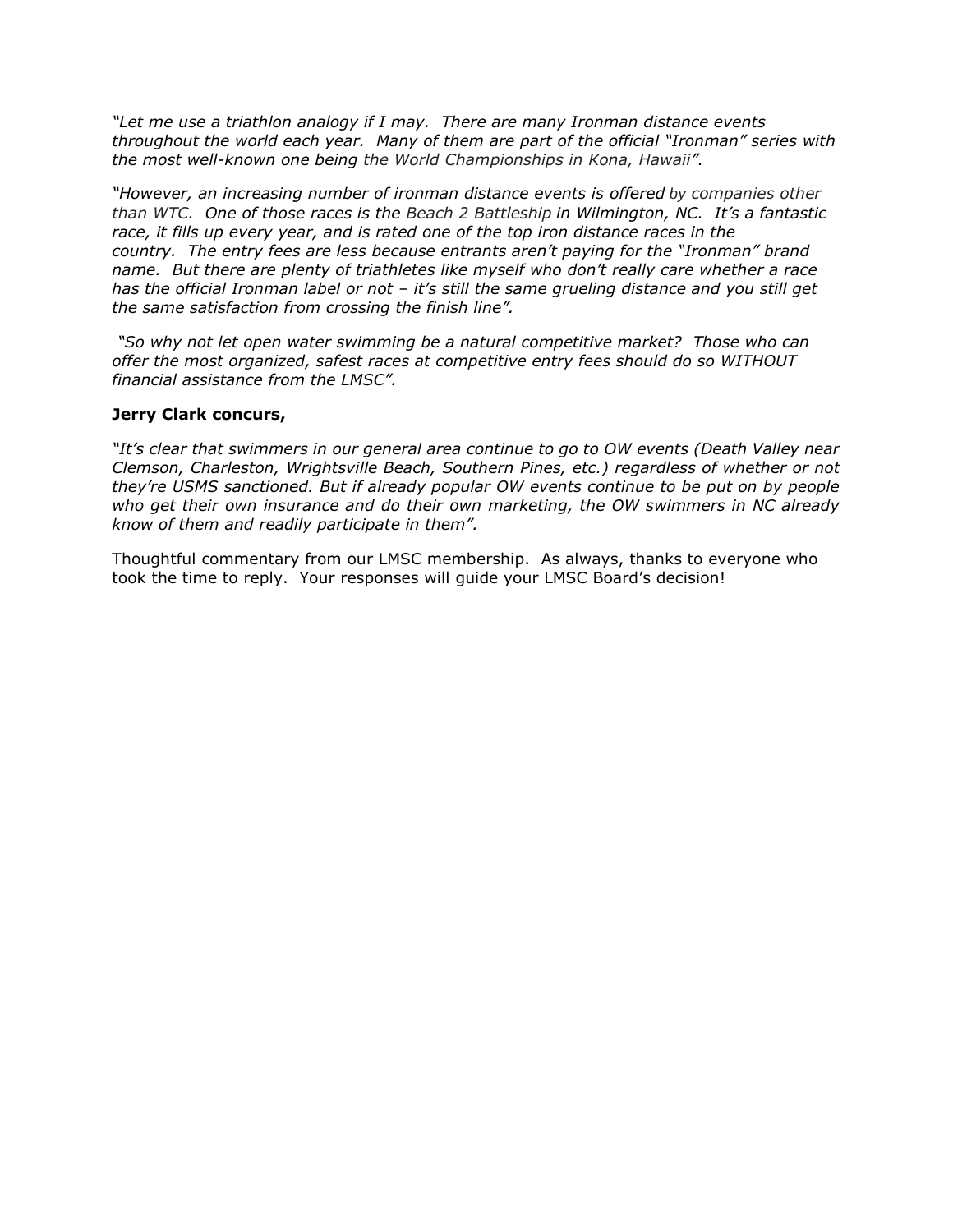*"Let me use a triathlon analogy if I may. There are many Ironman distance events throughout the world each year. Many of them are part of the official "Ironman" series with the most well-known one being the World Championships in Kona, Hawaii".*

*"However, an increasing number of ironman distance events is offered by companies other than WTC. One of those races is the Beach 2 Battleship in Wilmington, NC. It's a fantastic race, it fills up every year, and is rated one of the top iron distance races in the country. The entry fees are less because entrants aren't paying for the "Ironman" brand name. But there are plenty of triathletes like myself who don't really care whether a race has the official Ironman label or not – it's still the same grueling distance and you still get the same satisfaction from crossing the finish line".*

*"So why not let open water swimming be a natural competitive market? Those who can offer the most organized, safest races at competitive entry fees should do so WITHOUT financial assistance from the LMSC".*

**Jerry Clark concurs,**

*"It's clear that swimmers in our general area continue to go to OW events (Death Valley near Clemson, Charleston, Wrightsville Beach, Southern Pines, etc.) regardless of whether or not they're USMS sanctioned. But if already popular OW events continue to be put on by people who get their own insurance and do their own marketing, the OW swimmers in NC already know of them and readily participate in them".*

Thoughtful commentary from our LMSC membership. As always, thanks to everyone who took the time to reply. Your responses will guide your LMSC Board's decision!